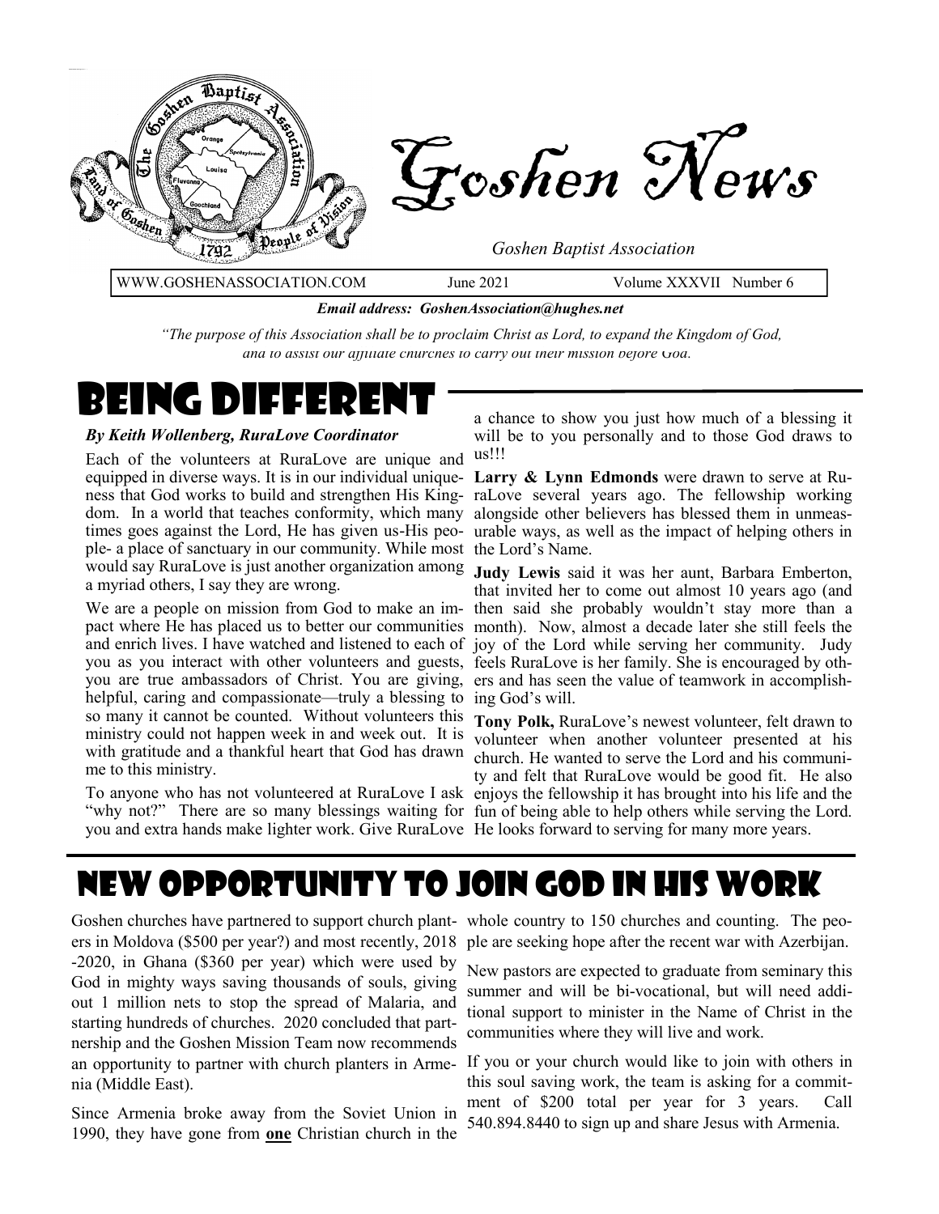# Goshen News

*Goshen Baptist Association*

WWW.GOSHENASSOCIATION.COM | June 2021 | Volume XXXVII Number 6

***Email address: GoshenAssociation@hughes.net***

*"The purpose of this Association shall be to proclaim Christ as Lord, to expand the Kingdom of God, and to assist our affiliate churches to carry out their mission before God.*

## Being Different

***By Keith Wollenberg, RuraLove Coordinator***

Each of the volunteers at RuraLove are unique and equipped in diverse ways. It is in our individual uniqueness that God works to build and strengthen His Kingdom. In a world that teaches conformity, which many times goes against the Lord, He has given us-His people- a place of sanctuary in our community. While most would say RuraLove is just another organization among a myriad others, I say they are wrong.

We are a people on mission from God to make an impact where He has placed us to better our communities and enrich lives. I have watched and listened to each of you as you interact with other volunteers and guests, you are true ambassadors of Christ. You are giving, helpful, caring and compassionate—truly a blessing to so many it cannot be counted. Without volunteers this ministry could not happen week in and week out. It is with gratitude and a thankful heart that God has drawn me to this ministry.

To anyone who has not volunteered at RuraLove I ask "why not?" There are so many blessings waiting for you and extra hands make lighter work. Give RuraLove a chance to show you just how much of a blessing it will be to you personally and to those God draws to us!!!

**Larry & Lynn Edmonds** were drawn to serve at RuraLove several years ago. The fellowship working alongside other believers has blessed them in unmeasurable ways, as well as the impact of helping others in the Lord's Name.

**Judy Lewis** said it was her aunt, Barbara Emberton, that invited her to come out almost 10 years ago (and then said she probably wouldn't stay more than a month). Now, almost a decade later she still feels the joy of the Lord while serving her community. Judy feels RuraLove is her family. She is encouraged by others and has seen the value of teamwork in accomplishing God's will.

**Tony Polk,** RuraLove's newest volunteer, felt drawn to volunteer when another volunteer presented at his church. He wanted to serve the Lord and his community and felt that RuraLove would be good fit. He also enjoys the fellowship it has brought into his life and the fun of being able to help others while serving the Lord. He looks forward to serving for many more years.

## New Opportunity to Join God in His Work

Goshen churches have partnered to support church planters in Moldova ($500 per year?) and most recently, 2018 -2020, in Ghana ($360 per year) which were used by God in mighty ways saving thousands of souls, giving out 1 million nets to stop the spread of Malaria, and starting hundreds of churches. 2020 concluded that partnership and the Goshen Mission Team now recommends an opportunity to partner with church planters in Armenia (Middle East).

Since Armenia broke away from the Soviet Union in 1990, they have gone from **one** Christian church in the whole country to 150 churches and counting. The people are seeking hope after the recent war with Azerbijan.

New pastors are expected to graduate from seminary this summer and will be bi-vocational, but will need additional support to minister in the Name of Christ in the communities where they will live and work.

If you or your church would like to join with others in this soul saving work, the team is asking for a commitment of $200 total per year for 3 years. Call 540.894.8440 to sign up and share Jesus with Armenia.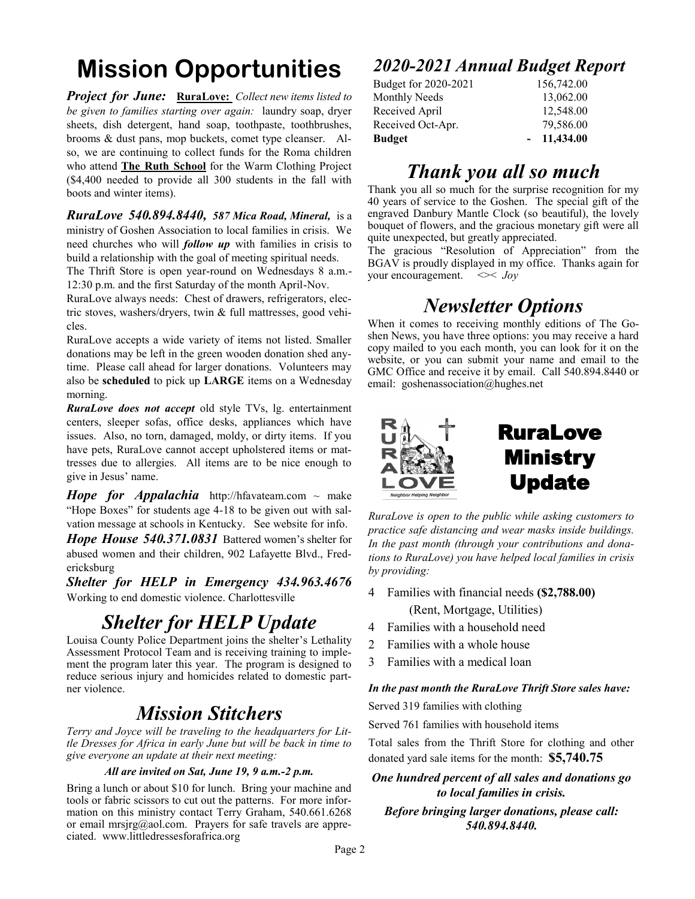# Mission Opportunities

***Project for June:*** **RuraLove:** *Collect new items listed to be given to families starting over again:* laundry soap, dryer sheets, dish detergent, hand soap, toothpaste, toothbrushes, brooms & dust pans, mop buckets, comet type cleanser. Also, we are continuing to collect funds for the Roma children who attend **The Ruth School** for the Warm Clothing Project ($4,400 needed to provide all 300 students in the fall with boots and winter items).

***RuraLove 540.894.8440,*** ***587 Mica Road, Mineral,*** is a ministry of Goshen Association to local families in crisis. We need churches who will ***follow up*** with families in crisis to build a relationship with the goal of meeting spiritual needs.

The Thrift Store is open year-round on Wednesdays 8 a.m.-12:30 p.m. and the first Saturday of the month April-Nov.

RuraLove always needs: Chest of drawers, refrigerators, electric stoves, washers/dryers, twin & full mattresses, good vehicles.

RuraLove accepts a wide variety of items not listed. Smaller donations may be left in the green wooden donation shed anytime. Please call ahead for larger donations. Volunteers may also be **scheduled** to pick up **LARGE** items on a Wednesday morning.

***RuraLove does not accept*** old style TVs, lg. entertainment centers, sleeper sofas, office desks, appliances which have issues. Also, no torn, damaged, moldy, or dirty items. If you have pets, RuraLove cannot accept upholstered items or mattresses due to allergies. All items are to be nice enough to give in Jesus' name.

***Hope for Appalachia*** http://hfavateam.com ~ make "Hope Boxes" for students age 4-18 to be given out with salvation message at schools in Kentucky. See website for info.

***Hope House 540.371.0831*** Battered women's shelter for abused women and their children, 902 Lafayette Blvd., Fredericksburg

***Shelter for HELP in Emergency 434.963.4676*** Working to end domestic violence. Charlottesville

## *Shelter for HELP Update*

Louisa County Police Department joins the shelter's Lethality Assessment Protocol Team and is receiving training to implement the program later this year. The program is designed to reduce serious injury and homicides related to domestic partner violence.

## *Mission Stitchers*

*Terry and Joyce will be traveling to the headquarters for Little Dresses for Africa in early June but will be back in time to give everyone an update at their next meeting:*

***All are invited on Sat, June 19, 9 a.m.-2 p.m.***

Bring a lunch or about $10 for lunch. Bring your machine and tools or fabric scissors to cut out the patterns. For more information on this ministry contact Terry Graham, 540.661.6268 or email mrsjrg@aol.com. Prayers for safe travels are appreciated. www.littledressesforafrica.org

## *2020-2021 Annual Budget Report*

| | |
|---|---|
| Budget for 2020-2021 | 156,742.00 |
| Monthly Needs | 13,062.00 |
| Received April | 12,548.00 |
| Received Oct-Apr. | 79,586.00 |
| **Budget** | **- 11,434.00** |

## *Thank you all so much*

Thank you all so much for the surprise recognition for my 40 years of service to the Goshen. The special gift of the engraved Danbury Mantle Clock (so beautiful), the lovely bouquet of flowers, and the gracious monetary gift were all quite unexpected, but greatly appreciated.

The gracious "Resolution of Appreciation" from the BGAV is proudly displayed in my office. Thanks again for your encouragement. <>< *Joy*

## *Newsletter Options*

When it comes to receiving monthly editions of The Goshen News, you have three options: you may receive a hard copy mailed to you each month, you can look for it on the website, or you can submit your name and email to the GMC Office and receive it by email. Call 540.894.8440 or email: goshenassociation@hughes.net

## RuraLove Ministry Update

RuraLove — Neighbor Helping Neighbor

*RuraLove is open to the public while asking customers to practice safe distancing and wear masks inside buildings. In the past month (through your contributions and donations to RuraLove) you have helped local families in crisis by providing:*

- 4 Families with financial needs **($2,788.00)** (Rent, Mortgage, Utilities)
- 4 Families with a household need
- 2 Families with a whole house
- 3 Families with a medical loan

***In the past month the RuraLove Thrift Store sales have:***

Served 319 families with clothing

Served 761 families with household items

Total sales from the Thrift Store for clothing and other donated yard sale items for the month: **$5,740.75**

***One hundred percent of all sales and donations go to local families in crisis.***

***Before bringing larger donations, please call: 540.894.8440.***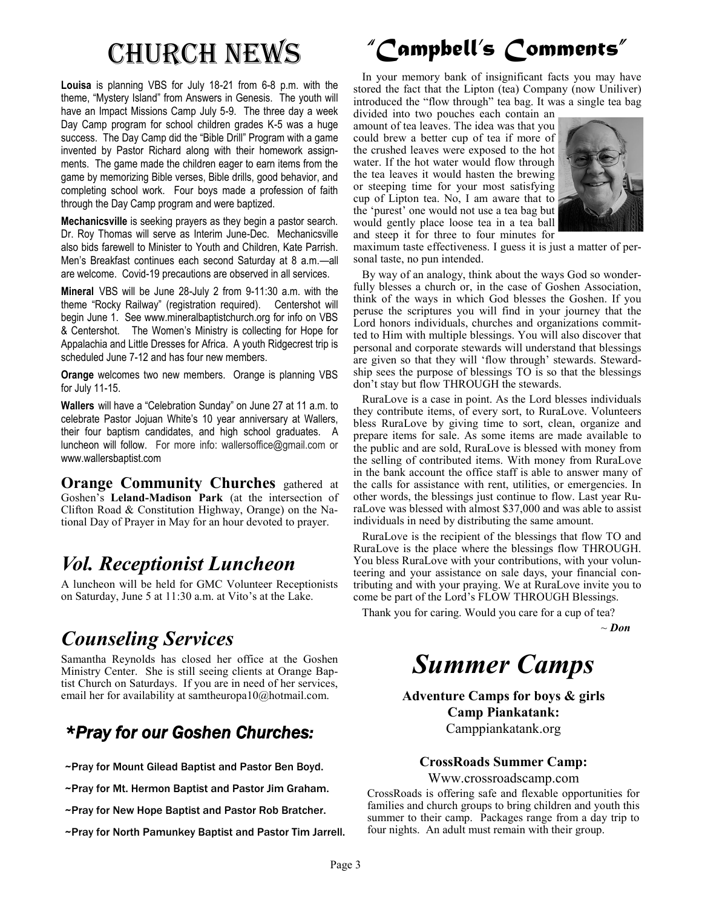# Church News

**Louisa** is planning VBS for July 18-21 from 6-8 p.m. with the theme, "Mystery Island" from Answers in Genesis. The youth will have an Impact Missions Camp July 5-9. The three day a week Day Camp program for school children grades K-5 was a huge success. The Day Camp did the "Bible Drill" Program with a game invented by Pastor Richard along with their homework assignments. The game made the children eager to earn items from the game by memorizing Bible verses, Bible drills, good behavior, and completing school work. Four boys made a profession of faith through the Day Camp program and were baptized.

**Mechanicsville** is seeking prayers as they begin a pastor search. Dr. Roy Thomas will serve as Interim June-Dec. Mechanicsville also bids farewell to Minister to Youth and Children, Kate Parrish. Men's Breakfast continues each second Saturday at 8 a.m.—all are welcome. Covid-19 precautions are observed in all services.

**Mineral** VBS will be June 28-July 2 from 9-11:30 a.m. with the theme "Rocky Railway" (registration required). Centershot will begin June 1. See www.mineralbaptistchurch.org for info on VBS & Centershot. The Women's Ministry is collecting for Hope for Appalachia and Little Dresses for Africa. A youth Ridgecrest trip is scheduled June 7-12 and has four new members.

**Orange** welcomes two new members. Orange is planning VBS for July 11-15.

**Wallers** will have a "Celebration Sunday" on June 27 at 11 a.m. to celebrate Pastor Jojuan White's 10 year anniversary at Wallers, their four baptism candidates, and high school graduates. A luncheon will follow. For more info: wallersoffice@gmail.com or www.wallersbaptist.com

**Orange Community Churches** gathered at Goshen's **Leland-Madison Park** (at the intersection of Clifton Road & Constitution Highway, Orange) on the National Day of Prayer in May for an hour devoted to prayer.

## *Vol. Receptionist Luncheon*

A luncheon will be held for GMC Volunteer Receptionists on Saturday, June 5 at 11:30 a.m. at Vito's at the Lake.

## *Counseling Services*

Samantha Reynolds has closed her office at the Goshen Ministry Center. She is still seeing clients at Orange Baptist Church on Saturdays. If you are in need of her services, email her for availability at samtheuropa10@hotmail.com.

## *\*Pray for our Goshen Churches:*

~Pray for Mount Gilead Baptist and Pastor Ben Boyd.

~Pray for Mt. Hermon Baptist and Pastor Jim Graham.

~Pray for New Hope Baptist and Pastor Rob Bratcher.

~Pray for North Pamunkey Baptist and Pastor Tim Jarrell.

# *"Campbell's Comments"*

In your memory bank of insignificant facts you may have stored the fact that the Lipton (tea) Company (now Unilever) introduced the "flow through" tea bag. It was a single tea bag divided into two pouches each contain an amount of tea leaves. The idea was that you could brew a better cup of tea if more of the crushed leaves were exposed to the hot water. If the hot water would flow through the tea leaves it would hasten the brewing or steeping time for your most satisfying cup of Lipton tea. No, I am aware that to the 'purest' one would not use a tea bag but would gently place loose tea in a tea ball and steep it for three to four minutes for maximum taste effectiveness. I guess it is just a matter of personal taste, no pun intended.

By way of an analogy, think about the ways God so wonderfully blesses a church or, in the case of Goshen Association, think of the ways in which God blesses the Goshen. If you peruse the scriptures you will find in your journey that the Lord honors individuals, churches and organizations committed to Him with multiple blessings. You will also discover that personal and corporate stewards will understand that blessings are given so that they will 'flow through' stewards. Stewardship sees the purpose of blessings TO is so that the blessings don't stay but flow THROUGH the stewards.

RuraLove is a case in point. As the Lord blesses individuals they contribute items, of every sort, to RuraLove. Volunteers bless RuraLove by giving time to sort, clean, organize and prepare items for sale. As some items are made available to the public and are sold, RuraLove is blessed with money from the selling of contributed items. With money from RuraLove in the bank account the office staff is able to answer many of the calls for assistance with rent, utilities, or emergencies. In other words, the blessings just continue to flow. Last year RuraLove was blessed with almost $37,000 and was able to assist individuals in need by distributing the same amount.

RuraLove is the recipient of the blessings that flow TO and RuraLove is the place where the blessings flow THROUGH. You bless RuraLove with your contributions, with your volunteering and your assistance on sale days, your financial contributing and with your praying. We at RuraLove invite you to come be part of the Lord's FLOW THROUGH Blessings.

Thank you for caring. Would you care for a cup of tea?

~ ***Don***

# *Summer Camps*

**Adventure Camps for boys & girls**
**Camp Piankatank:**
Camppiankatank.org

**CrossRoads Summer Camp:**
Www.crossroadscamp.com

CrossRoads is offering safe and flexable opportunities for families and church groups to bring children and youth this summer to their camp. Packages range from a day trip to four nights. An adult must remain with their group.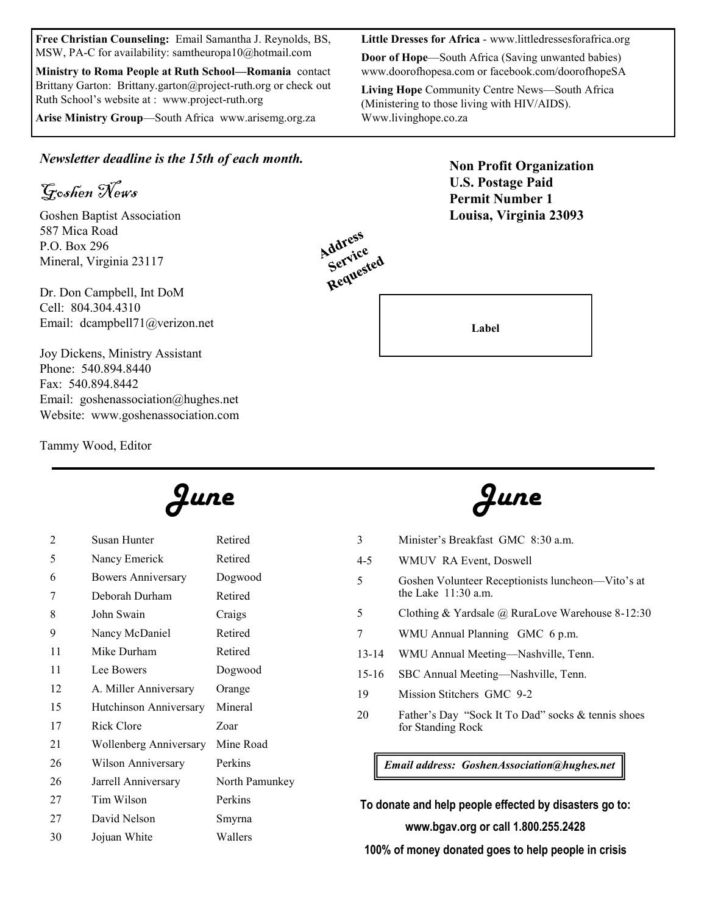**Free Christian Counseling:** Email Samantha J. Reynolds, BS, MSW, PA-C for availability: samtheuropa10@hotmail.com

**Ministry to Roma People at Ruth School—Romania** contact Brittany Garton: Brittany.garton@project-ruth.org or check out Ruth School's website at : www.project-ruth.org

**Arise Ministry Group**—South Africa www.arisemg.org.za

**Little Dresses for Africa** - www.littledressesforafrica.org

**Door of Hope**—South Africa (Saving unwanted babies) www.doorofhopesa.com or facebook.com/doorofhopeSA

**Living Hope** Community Centre News—South Africa (Ministering to those living with HIV/AIDS). Www.livinghope.co.za

***Newsletter deadline is the 15th of each month.***

## Goshen News

Goshen Baptist Association
587 Mica Road
P.O. Box 296
Mineral, Virginia 23117

Dr. Don Campbell, Int DoM
Cell: 804.304.4310
Email: dcampbell71@verizon.net

Joy Dickens, Ministry Assistant
Phone: 540.894.8440
Fax: 540.894.8442
Email: goshenassociation@hughes.net
Website: www.goshenassociation.com

Tammy Wood, Editor

**Address Service Requested**

**Non Profit Organization**
**U.S. Postage Paid**
**Permit Number 1**
**Louisa, Virginia 23093**

**Label**

## June

| | | |
|---|---|---|
| 2 | Susan Hunter | Retired |
| 5 | Nancy Emerick | Retired |
| 6 | Bowers Anniversary | Dogwood |
| 7 | Deborah Durham | Retired |
| 8 | John Swain | Craigs |
| 9 | Nancy McDaniel | Retired |
| 11 | Mike Durham | Retired |
| 11 | Lee Bowers | Dogwood |
| 12 | A. Miller Anniversary | Orange |
| 15 | Hutchinson Anniversary | Mineral |
| 17 | Rick Clore | Zoar |
| 21 | Wollenberg Anniversary | Mine Road |
| 26 | Wilson Anniversary | Perkins |
| 26 | Jarrell Anniversary | North Pamunkey |
| 27 | Tim Wilson | Perkins |
| 27 | David Nelson | Smyrna |
| 30 | Jojuan White | Wallers |

## June

| | |
|---|---|
| 3 | Minister's Breakfast GMC 8:30 a.m. |
| 4-5 | WMUV RA Event, Doswell |
| 5 | Goshen Volunteer Receptionists luncheon—Vito's at the Lake 11:30 a.m. |
| 5 | Clothing & Yardsale @ RuraLove Warehouse 8-12:30 |
| 7 | WMU Annual Planning GMC 6 p.m. |
| 13-14 | WMU Annual Meeting—Nashville, Tenn. |
| 15-16 | SBC Annual Meeting—Nashville, Tenn. |
| 19 | Mission Stitchers GMC 9-2 |
| 20 | Father's Day "Sock It To Dad" socks & tennis shoes for Standing Rock |

***Email address: GoshenAssociation@hughes.net***

**To donate and help people effected by disasters go to:**

**www.bgav.org or call 1.800.255.2428**

**100% of money donated goes to help people in crisis**